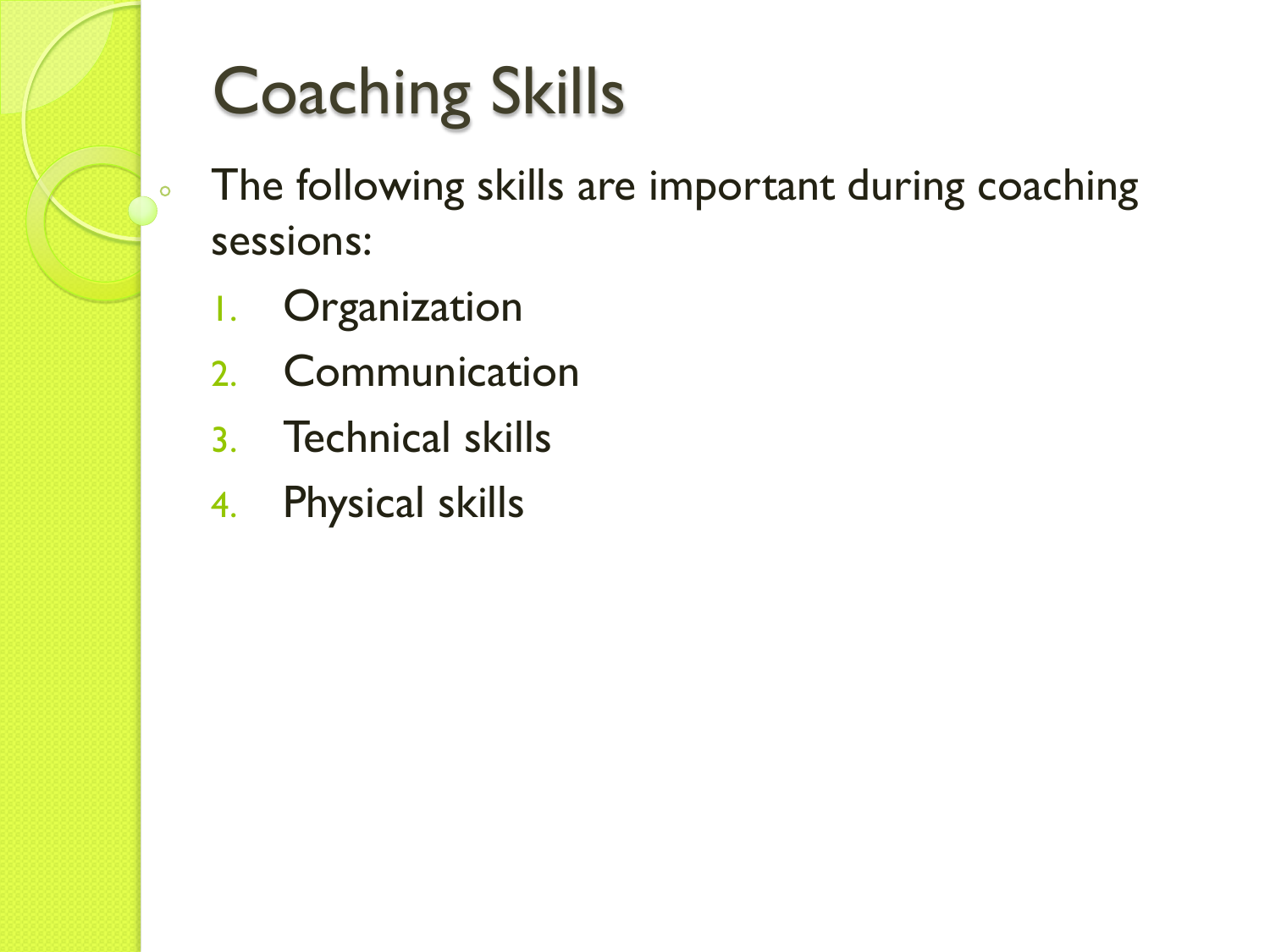# Coaching Skills

- The following skills are important during coaching sessions:

1. Organization
2. Communication
3. Technical skills
4. Physical skills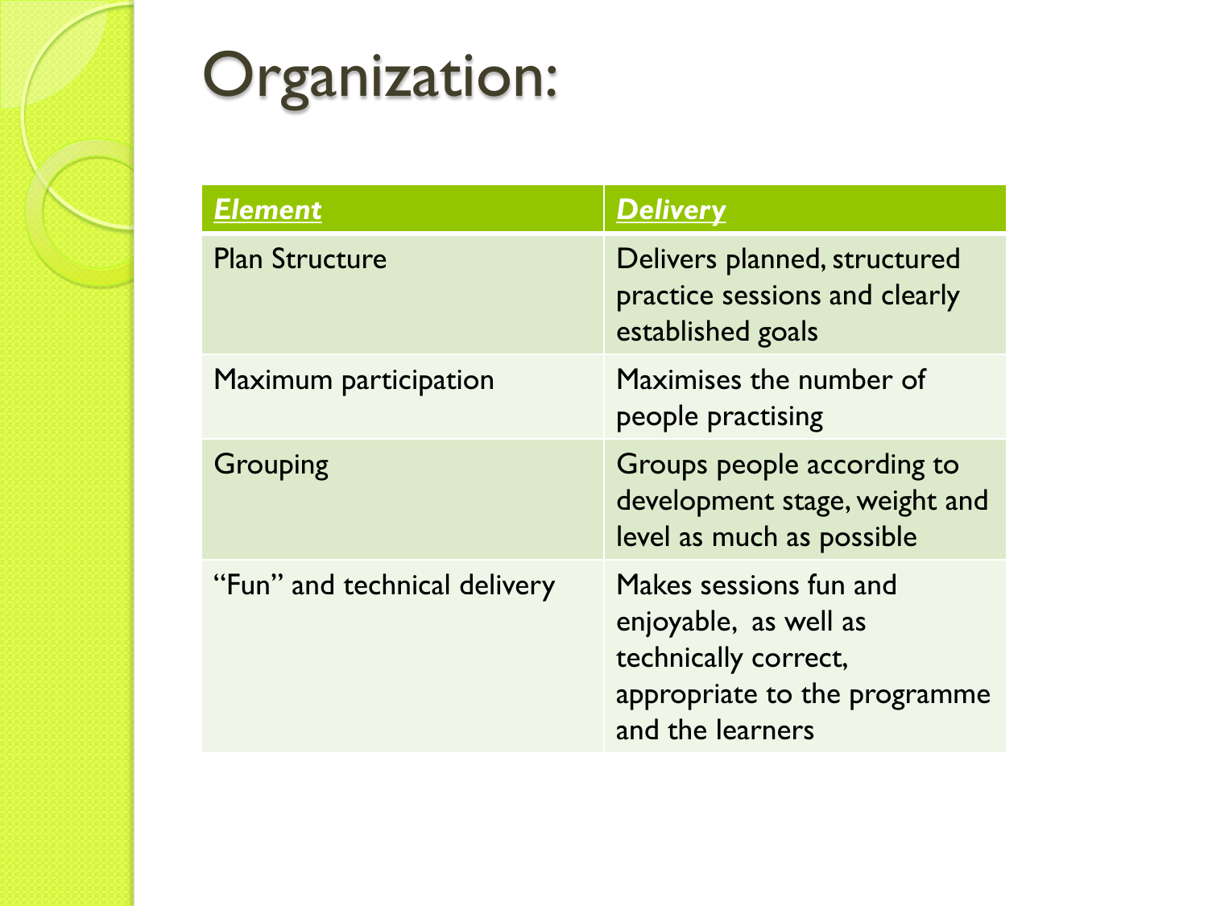# Organization:

| ***Element*** | ***Delivery*** |
|---|---|
| Plan Structure | Delivers planned, structured practice sessions and clearly established goals |
| Maximum participation | Maximises the number of people practising |
| Grouping | Groups people according to development stage, weight and level as much as possible |
| "Fun" and technical delivery | Makes sessions fun and enjoyable, as well as technically correct, appropriate to the programme and the learners |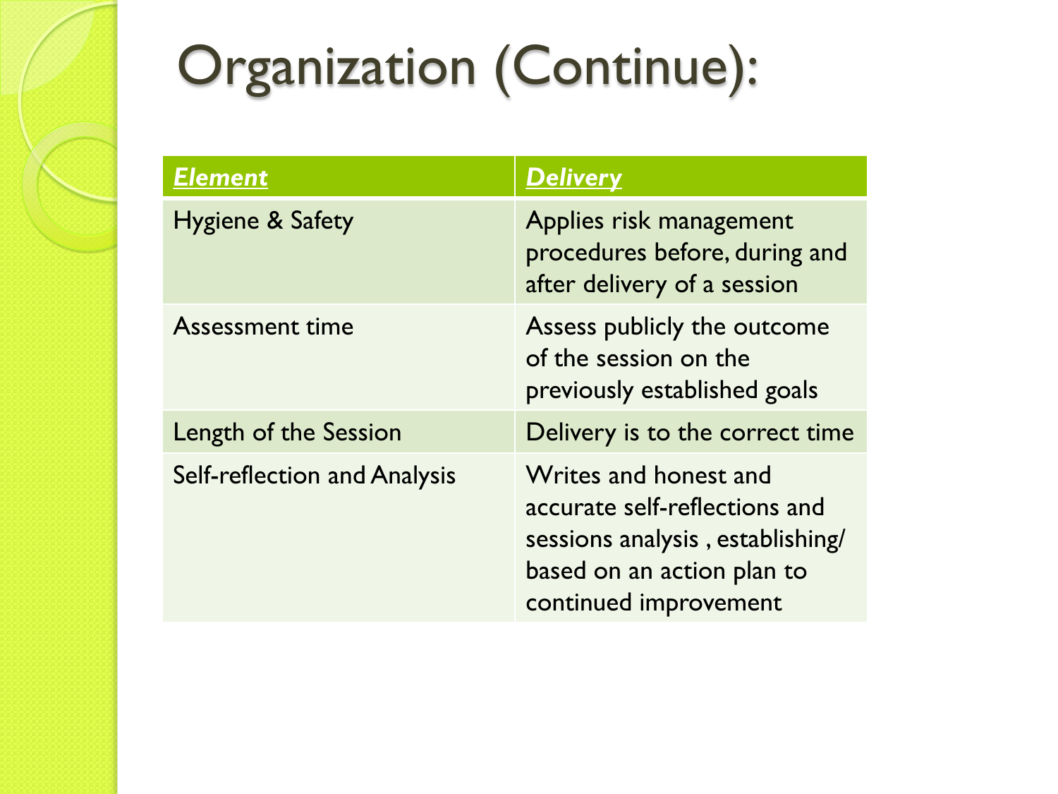# Organization (Continue):

| ***Element*** | ***Delivery*** |
| --- | --- |
| Hygiene & Safety | Applies risk management procedures before, during and after delivery of a session |
| Assessment time | Assess publicly the outcome of the session on the previously established goals |
| Length of the Session | Delivery is to the correct time |
| Self-reflection and Analysis | Writes and honest and accurate self-reflections and sessions analysis , establishing/ based on an action plan to continued improvement |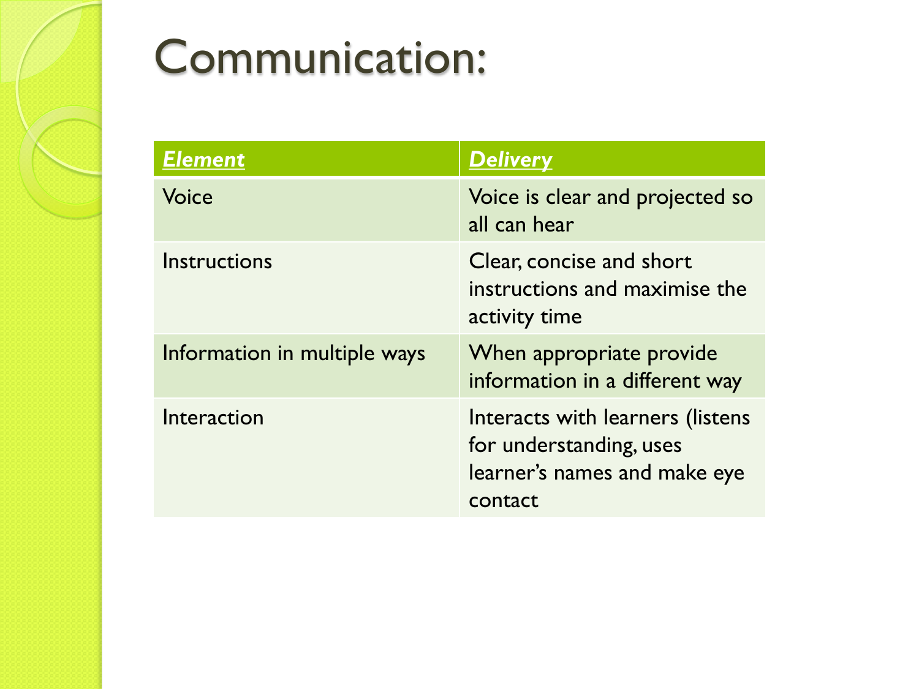# Communication:

| *Element* | *Delivery* |
|---|---|
| Voice | Voice is clear and projected so all can hear |
| Instructions | Clear, concise and short instructions and maximise the activity time |
| Information in multiple ways | When appropriate provide information in a different way |
| Interaction | Interacts with learners (listens for understanding, uses learner's names and make eye contact |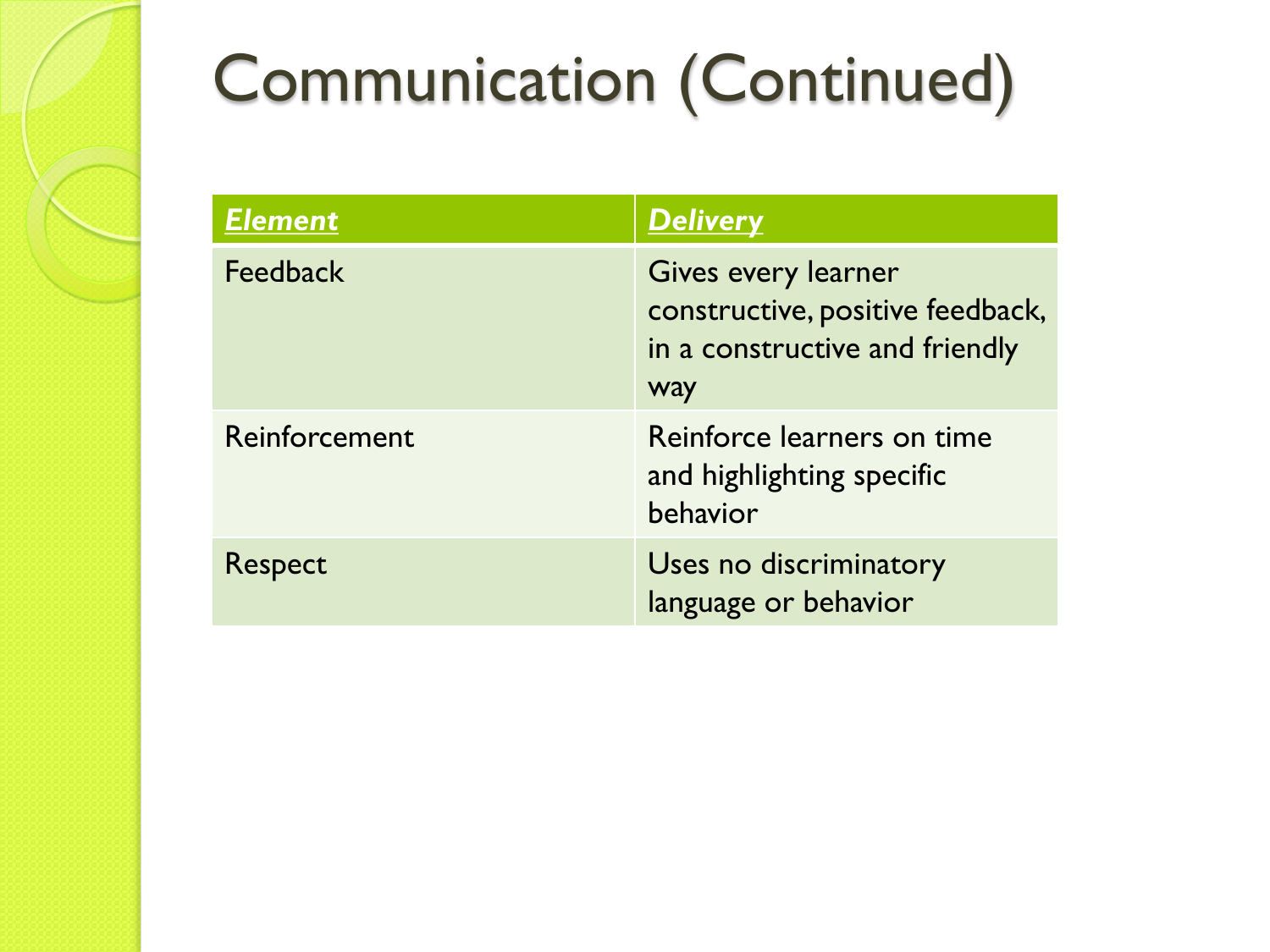# Communication (Continued)

| ***Element*** | ***Delivery*** |
| --- | --- |
| Feedback | Gives every learner constructive, positive feedback, in a constructive and friendly way |
| Reinforcement | Reinforce learners on time and highlighting specific behavior |
| Respect | Uses no discriminatory language or behavior |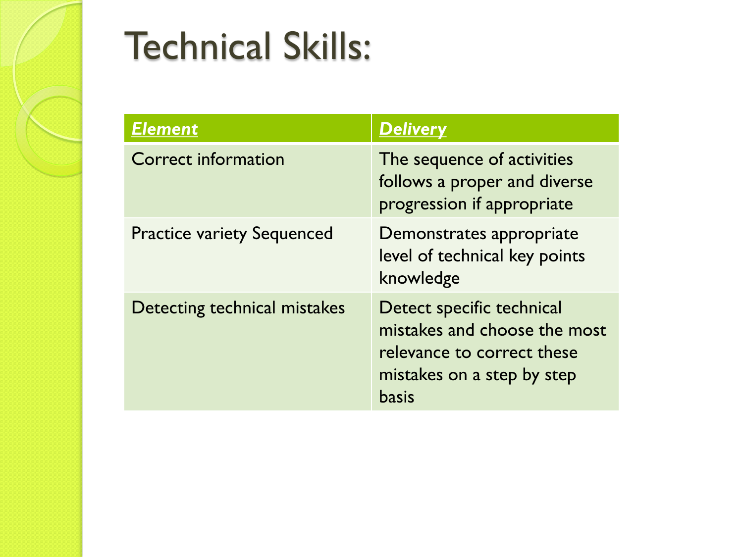# Technical Skills:

| ***Element*** | ***Delivery*** |
| --- | --- |
| Correct information | The sequence of activities follows a proper and diverse progression if appropriate |
| Practice variety Sequenced | Demonstrates appropriate level of technical key points knowledge |
| Detecting technical mistakes | Detect specific technical mistakes and choose the most relevance to correct these mistakes on a step by step basis |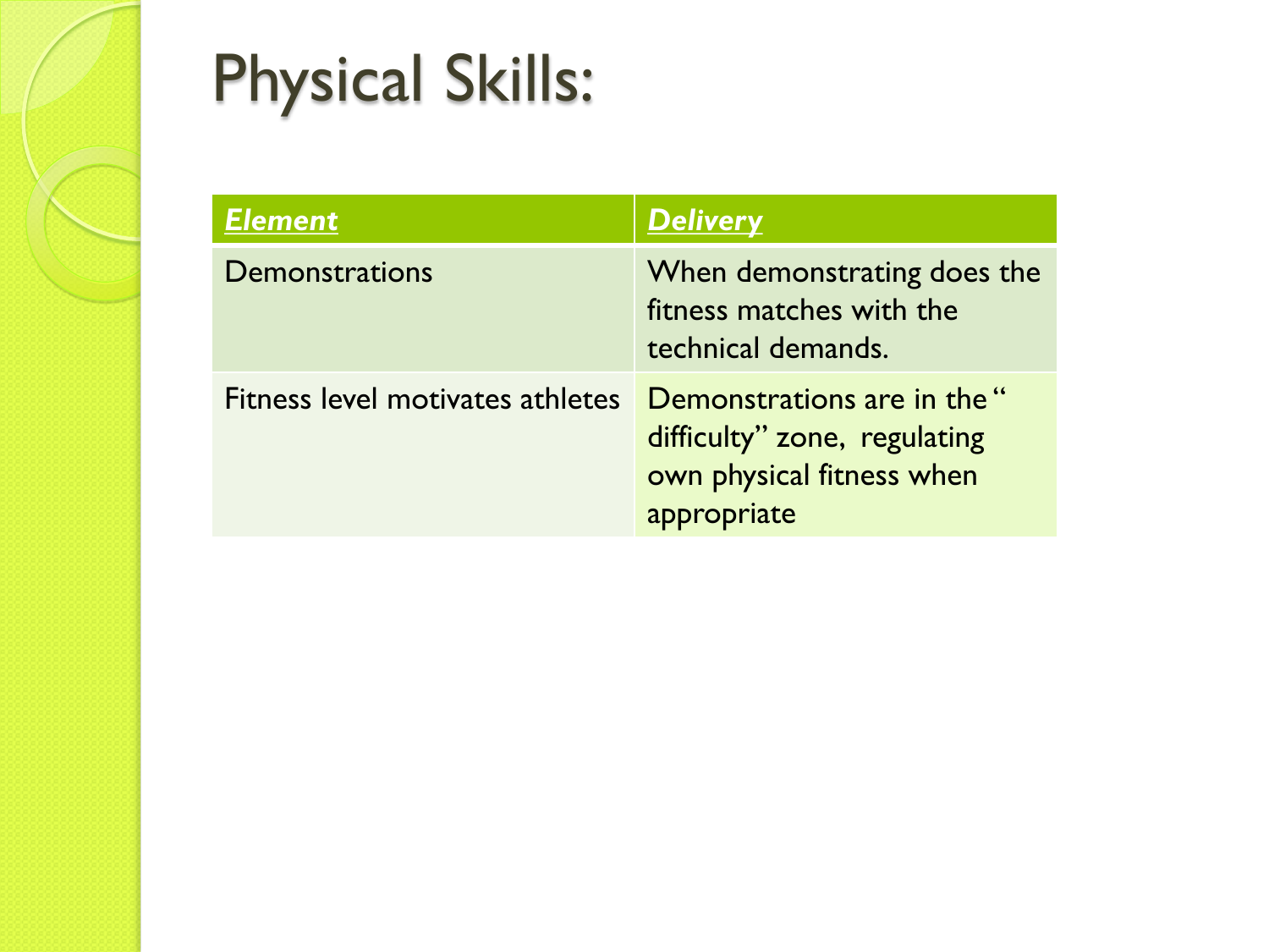# Physical Skills:

| ***Element*** | ***Delivery*** |
|---|---|
| Demonstrations | When demonstrating does the fitness matches with the technical demands. |
| Fitness level motivates athletes | Demonstrations are in the " difficulty" zone, regulating own physical fitness when appropriate |